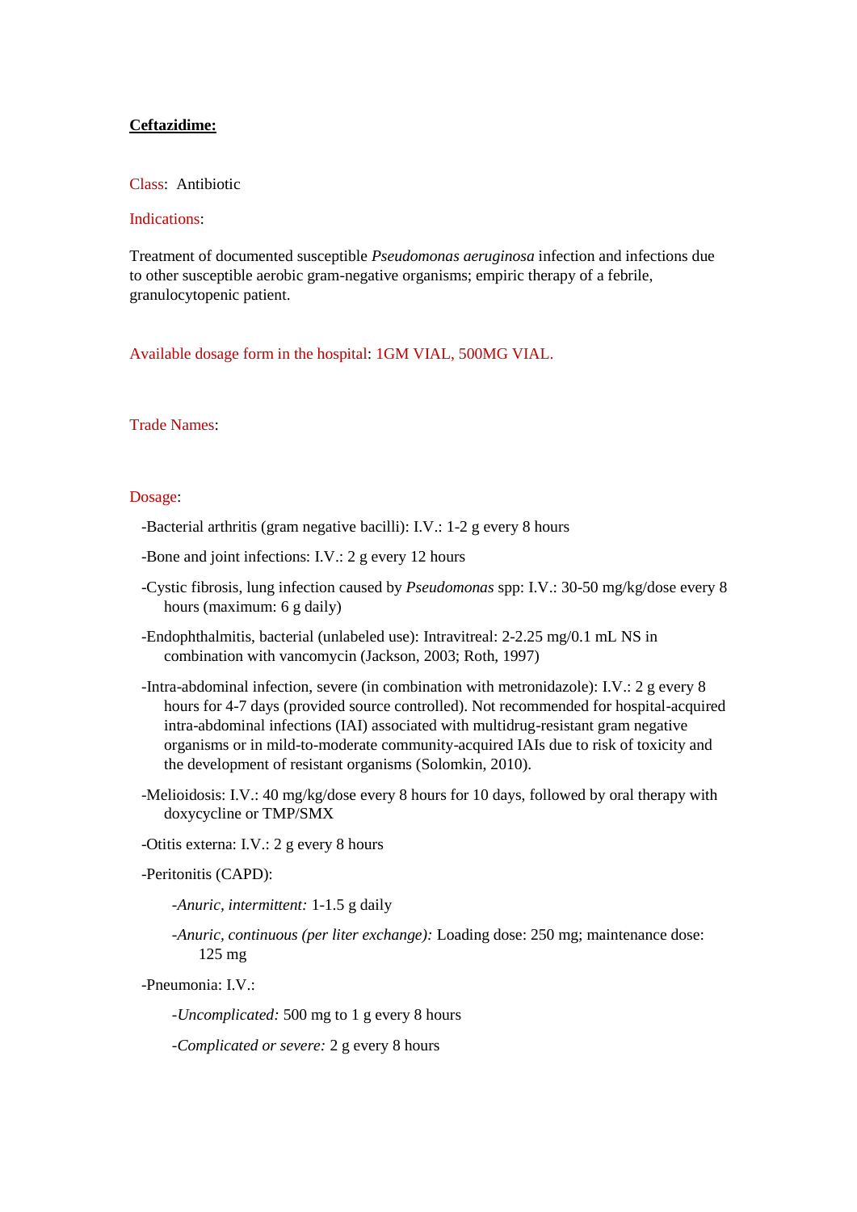# **Ceftazidime:**

Class: Antibiotic

Indications:

Treatment of documented susceptible *Pseudomonas aeruginosa* infection and infections due to other susceptible aerobic gram-negative organisms; empiric therapy of a febrile, granulocytopenic patient.

Available dosage form in the hospital: 1GM VIAL, 500MG VIAL.

Trade Names:

Dosage:

- -Bacterial arthritis (gram negative bacilli): I.V.: 1-2 g every 8 hours
- -Bone and joint infections: I.V.: 2 g every 12 hours
- -Cystic fibrosis, lung infection caused by *Pseudomonas* spp: I.V.: 30-50 mg/kg/dose every 8 hours (maximum: 6 g daily)
- -Endophthalmitis, bacterial (unlabeled use): Intravitreal: 2-2.25 mg/0.1 mL NS in combination with vancomycin (Jackson, 2003; Roth, 1997)
- -Intra-abdominal infection, severe (in combination with metronidazole): I.V.: 2 g every 8 hours for 4-7 days (provided source controlled). Not recommended for hospital-acquired intra-abdominal infections (IAI) associated with multidrug-resistant gram negative organisms or in mild-to-moderate community-acquired IAIs due to risk of toxicity and the development of resistant organisms (Solomkin, 2010).
- -Melioidosis: I.V.: 40 mg/kg/dose every 8 hours for 10 days, followed by oral therapy with doxycycline or TMP/SMX
- -Otitis externa: I.V.: 2 g every 8 hours
- -Peritonitis (CAPD):
  - *-Anuric, intermittent:* 1-1.5 g daily
  - *-Anuric, continuous (per liter exchange):* Loading dose: 250 mg; maintenance dose: 125 mg
- -Pneumonia: I.V.:
  - *-Uncomplicated:* 500 mg to 1 g every 8 hours
  - *-Complicated or severe:* 2 g every 8 hours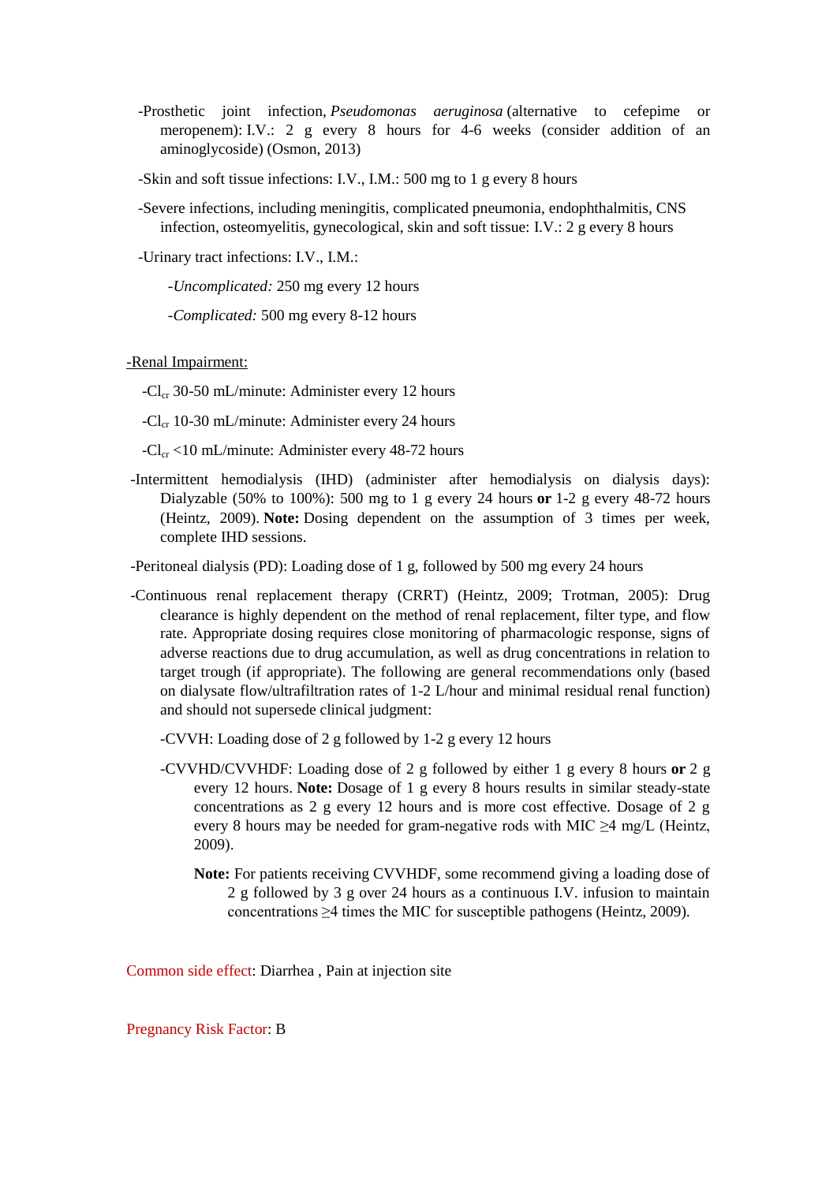-Prosthetic joint infection, *Pseudomonas aeruginosa* (alternative to cefepime or meropenem): I.V.: 2 g every 8 hours for 4-6 weeks (consider addition of an aminoglycoside) (Osmon, 2013)

-Skin and soft tissue infections: I.V., I.M.: 500 mg to 1 g every 8 hours

-Severe infections, including meningitis, complicated pneumonia, endophthalmitis, CNS infection, osteomyelitis, gynecological, skin and soft tissue: I.V.: 2 g every 8 hours

-Urinary tract infections: I.V., I.M.:

-*Uncomplicated:* 250 mg every 12 hours

-*Complicated:* 500 mg every 8-12 hours

-Renal Impairment:

-$Cl_{cr}$ 30-50 mL/minute: Administer every 12 hours

-$Cl_{cr}$ 10-30 mL/minute: Administer every 24 hours

-$Cl_{cr}$ <10 mL/minute: Administer every 48-72 hours

-Intermittent hemodialysis (IHD) (administer after hemodialysis on dialysis days): Dialyzable (50% to 100%): 500 mg to 1 g every 24 hours **or** 1-2 g every 48-72 hours (Heintz, 2009). **Note:** Dosing dependent on the assumption of 3 times per week, complete IHD sessions.

-Peritoneal dialysis (PD): Loading dose of 1 g, followed by 500 mg every 24 hours

-Continuous renal replacement therapy (CRRT) (Heintz, 2009; Trotman, 2005): Drug clearance is highly dependent on the method of renal replacement, filter type, and flow rate. Appropriate dosing requires close monitoring of pharmacologic response, signs of adverse reactions due to drug accumulation, as well as drug concentrations in relation to target trough (if appropriate). The following are general recommendations only (based on dialysate flow/ultrafiltration rates of 1-2 L/hour and minimal residual renal function) and should not supersede clinical judgment:

-CVVH: Loading dose of 2 g followed by 1-2 g every 12 hours

-CVVHD/CVVHDF: Loading dose of 2 g followed by either 1 g every 8 hours **or** 2 g every 12 hours. **Note:** Dosage of 1 g every 8 hours results in similar steady-state concentrations as 2 g every 12 hours and is more cost effective. Dosage of 2 g every 8 hours may be needed for gram-negative rods with MIC ≥4 mg/L (Heintz, 2009).

**Note:** For patients receiving CVVHDF, some recommend giving a loading dose of 2 g followed by 3 g over 24 hours as a continuous I.V. infusion to maintain concentrations ≥4 times the MIC for susceptible pathogens (Heintz, 2009).

Common side effect: Diarrhea , Pain at injection site

Pregnancy Risk Factor: B